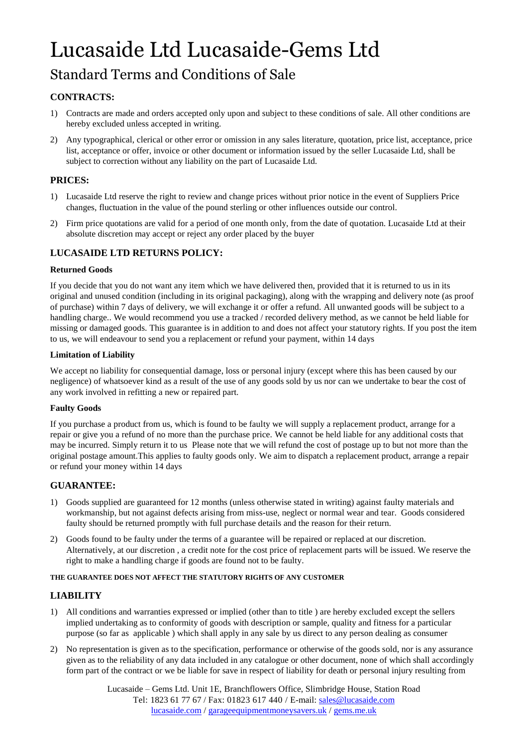# Lucasaide Ltd Lucasaide-Gems Ltd

## Standard Terms and Conditions of Sale

### CONTRACTS:

1) Contracts are made and orders accepted only upon and subject to these conditions of sale. All other conditions are hereby excluded unless accepted in writing.
2) Any typographical, clerical or other error or omission in any sales literature, quotation, price list, acceptance, price list, acceptance or offer, invoice or other document or information issued by the seller Lucasaide Ltd, shall be subject to correction without any liability on the part of Lucasaide Ltd.

### PRICES:

1) Lucasaide Ltd reserve the right to review and change prices without prior notice in the event of Suppliers Price changes, fluctuation in the value of the pound sterling or other influences outside our control.
2) Firm price quotations are valid for a period of one month only, from the date of quotation. Lucasaide Ltd at their absolute discretion may accept or reject any order placed by the buyer

### LUCASAIDE LTD RETURNS POLICY:

**Returned Goods**

If you decide that you do not want any item which we have delivered then, provided that it is returned to us in its original and unused condition (including in its original packaging), along with the wrapping and delivery note (as proof of purchase) within 7 days of delivery, we will exchange it or offer a refund. All unwanted goods will be subject to a handling charge.. We would recommend you use a tracked / recorded delivery method, as we cannot be held liable for missing or damaged goods. This guarantee is in addition to and does not affect your statutory rights. If you post the item to us, we will endeavour to send you a replacement or refund your payment, within 14 days

**Limitation of Liability**

We accept no liability for consequential damage, loss or personal injury (except where this has been caused by our negligence) of whatsoever kind as a result of the use of any goods sold by us nor can we undertake to bear the cost of any work involved in refitting a new or repaired part.

**Faulty Goods**

If you purchase a product from us, which is found to be faulty we will supply a replacement product, arrange for a repair or give you a refund of no more than the purchase price. We cannot be held liable for any additional costs that may be incurred. Simply return it to us Please note that we will refund the cost of postage up to but not more than the original postage amount.This applies to faulty goods only. We aim to dispatch a replacement product, arrange a repair or refund your money within 14 days

### GUARANTEE:

1) Goods supplied are guaranteed for 12 months (unless otherwise stated in writing) against faulty materials and workmanship, but not against defects arising from miss-use, neglect or normal wear and tear. Goods considered faulty should be returned promptly with full purchase details and the reason for their return.
2) Goods found to be faulty under the terms of a guarantee will be repaired or replaced at our discretion. Alternatively, at our discretion , a credit note for the cost price of replacement parts will be issued. We reserve the right to make a handling charge if goods are found not to be faulty.

**THE GUARANTEE DOES NOT AFFECT THE STATUTORY RIGHTS OF ANY CUSTOMER**

### LIABILITY

1) All conditions and warranties expressed or implied (other than to title ) are hereby excluded except the sellers implied undertaking as to conformity of goods with description or sample, quality and fitness for a particular purpose (so far as applicable ) which shall apply in any sale by us direct to any person dealing as consumer
2) No representation is given as to the specification, performance or otherwise of the goods sold, nor is any assurance given as to the reliability of any data included in any catalogue or other document, none of which shall accordingly form part of the contract or we be liable for save in respect of liability for death or personal injury resulting from

Lucasaide – Gems Ltd. Unit 1E, Branchflowers Office, Slimbridge House, Station Road
Tel: 1823 61 77 67 / Fax: 01823 617 440 / E-mail: sales@lucasaide.com
lucasaide.com / garageequipmentmoneysavers.uk / gems.me.uk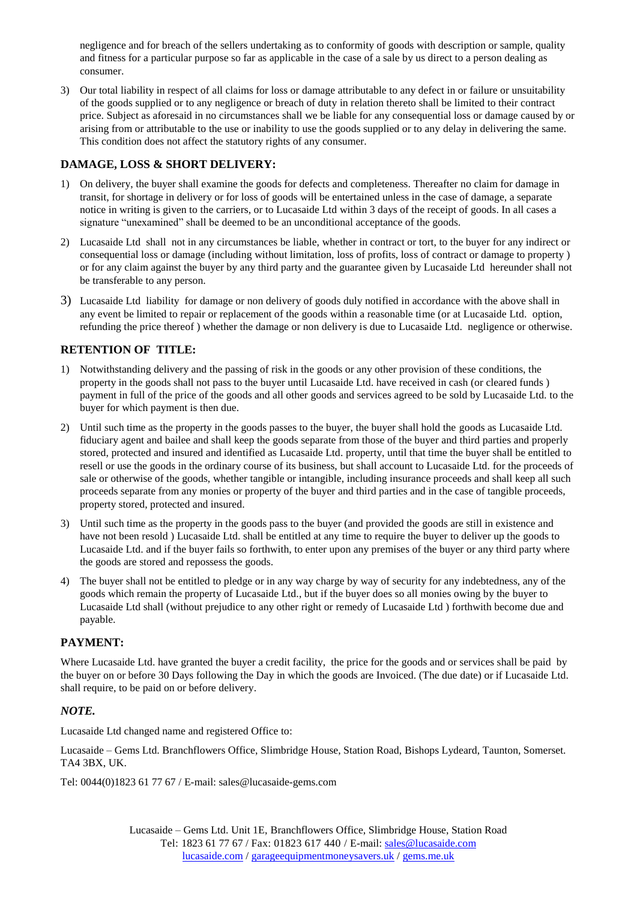negligence and for breach of the sellers undertaking as to conformity of goods with description or sample, quality and fitness for a particular purpose so far as applicable in the case of a sale by us direct to a person dealing as consumer.

3) Our total liability in respect of all claims for loss or damage attributable to any defect in or failure or unsuitability of the goods supplied or to any negligence or breach of duty in relation thereto shall be limited to their contract price. Subject as aforesaid in no circumstances shall we be liable for any consequential loss or damage caused by or arising from or attributable to the use or inability to use the goods supplied or to any delay in delivering the same. This condition does not affect the statutory rights of any consumer.

## DAMAGE, LOSS & SHORT DELIVERY:

1) On delivery, the buyer shall examine the goods for defects and completeness. Thereafter no claim for damage in transit, for shortage in delivery or for loss of goods will be entertained unless in the case of damage, a separate notice in writing is given to the carriers, or to Lucasaide Ltd within 3 days of the receipt of goods. In all cases a signature "unexamined" shall be deemed to be an unconditional acceptance of the goods.

2) Lucasaide Ltd shall not in any circumstances be liable, whether in contract or tort, to the buyer for any indirect or consequential loss or damage (including without limitation, loss of profits, loss of contract or damage to property ) or for any claim against the buyer by any third party and the guarantee given by Lucasaide Ltd hereunder shall not be transferable to any person.

3) Lucasaide Ltd liability for damage or non delivery of goods duly notified in accordance with the above shall in any event be limited to repair or replacement of the goods within a reasonable time (or at Lucasaide Ltd. option, refunding the price thereof ) whether the damage or non delivery is due to Lucasaide Ltd. negligence or otherwise.

## RETENTION OF TITLE:

1) Notwithstanding delivery and the passing of risk in the goods or any other provision of these conditions, the property in the goods shall not pass to the buyer until Lucasaide Ltd. have received in cash (or cleared funds ) payment in full of the price of the goods and all other goods and services agreed to be sold by Lucasaide Ltd. to the buyer for which payment is then due.

2) Until such time as the property in the goods passes to the buyer, the buyer shall hold the goods as Lucasaide Ltd. fiduciary agent and bailee and shall keep the goods separate from those of the buyer and third parties and properly stored, protected and insured and identified as Lucasaide Ltd. property, until that time the buyer shall be entitled to resell or use the goods in the ordinary course of its business, but shall account to Lucasaide Ltd. for the proceeds of sale or otherwise of the goods, whether tangible or intangible, including insurance proceeds and shall keep all such proceeds separate from any monies or property of the buyer and third parties and in the case of tangible proceeds, property stored, protected and insured.

3) Until such time as the property in the goods pass to the buyer (and provided the goods are still in existence and have not been resold ) Lucasaide Ltd. shall be entitled at any time to require the buyer to deliver up the goods to Lucasaide Ltd. and if the buyer fails so forthwith, to enter upon any premises of the buyer or any third party where the goods are stored and repossess the goods.

4) The buyer shall not be entitled to pledge or in any way charge by way of security for any indebtedness, any of the goods which remain the property of Lucasaide Ltd., but if the buyer does so all monies owing by the buyer to Lucasaide Ltd shall (without prejudice to any other right or remedy of Lucasaide Ltd ) forthwith become due and payable.

## PAYMENT:

Where Lucasaide Ltd. have granted the buyer a credit facility, the price for the goods and or services shall be paid by the buyer on or before 30 Days following the Day in which the goods are Invoiced. (The due date) or if Lucasaide Ltd. shall require, to be paid on or before delivery.

### *NOTE.*

Lucasaide Ltd changed name and registered Office to:

Lucasaide – Gems Ltd. Branchflowers Office, Slimbridge House, Station Road, Bishops Lydeard, Taunton, Somerset. TA4 3BX, UK.

Tel: 0044(0)1823 61 77 67 / E-mail: sales@lucasaide-gems.com

Lucasaide – Gems Ltd. Unit 1E, Branchflowers Office, Slimbridge House, Station Road
Tel: 1823 61 77 67 / Fax: 01823 617 440 / E-mail: sales@lucasaide.com
lucasaide.com / garageequipmentmoneysavers.uk / gems.me.uk